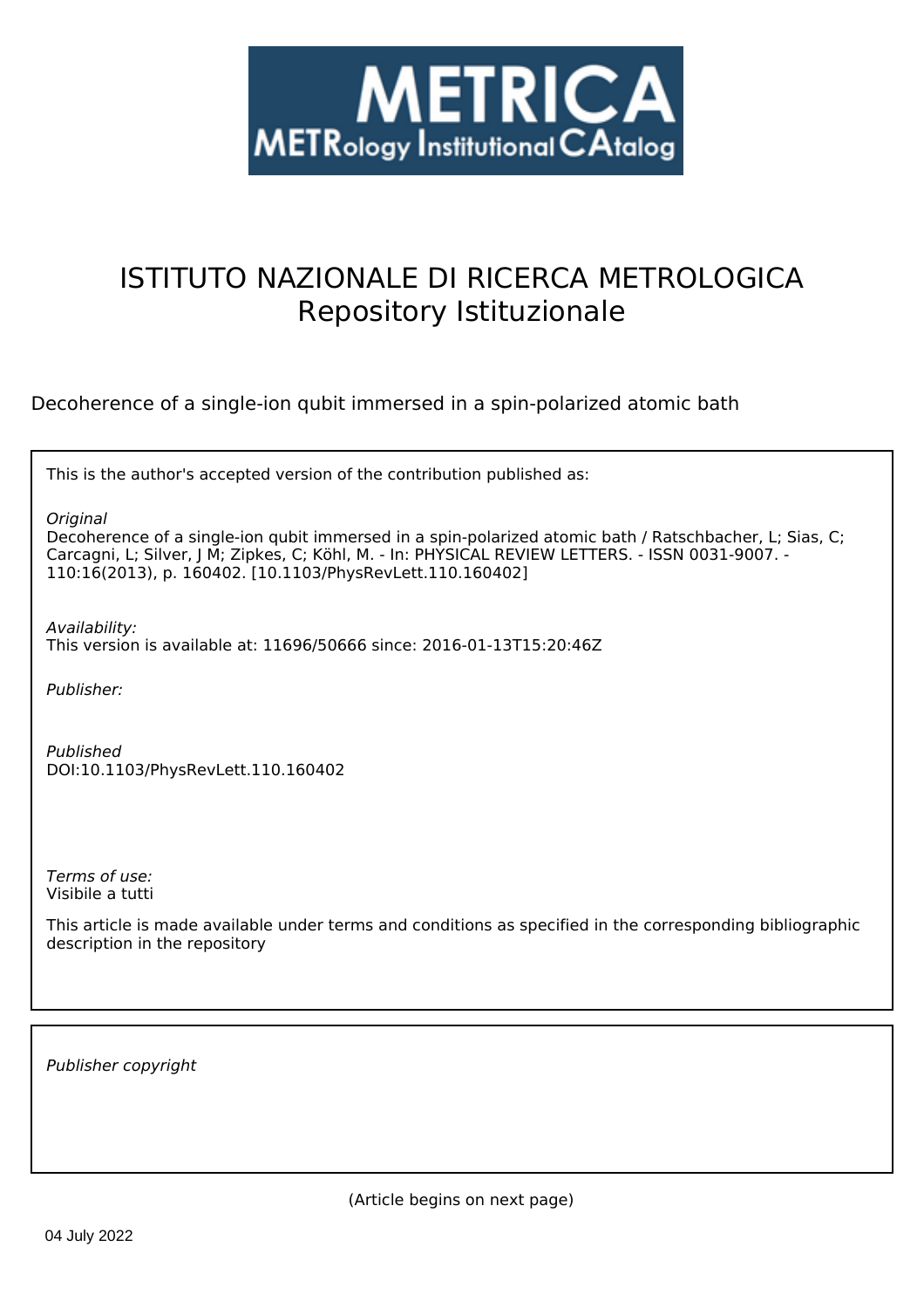# ISTITUTO NAZIONALE DI RICERCA METROLOGICA
## Repository Istituzionale

Decoherence of a single-ion qubit immersed in a spin-polarized atomic bath

This is the author's accepted version of the contribution published as:

*Original*
Decoherence of a single-ion qubit immersed in a spin-polarized atomic bath / Ratschbacher, L; Sias, C; Carcagni, L; Silver, J M; Zipkes, C; Köhl, M. - In: PHYSICAL REVIEW LETTERS. - ISSN 0031-9007. - 110:16(2013), p. 160402. [10.1103/PhysRevLett.110.160402]

*Availability:*
This version is available at: 11696/50666 since: 2016-01-13T15:20:46Z

*Publisher:*

*Published*
DOI:10.1103/PhysRevLett.110.160402

*Terms of use:*
Visibile a tutti

This article is made available under terms and conditions as specified in the corresponding bibliographic description in the repository

*Publisher copyright*

(Article begins on next page)

04 July 2022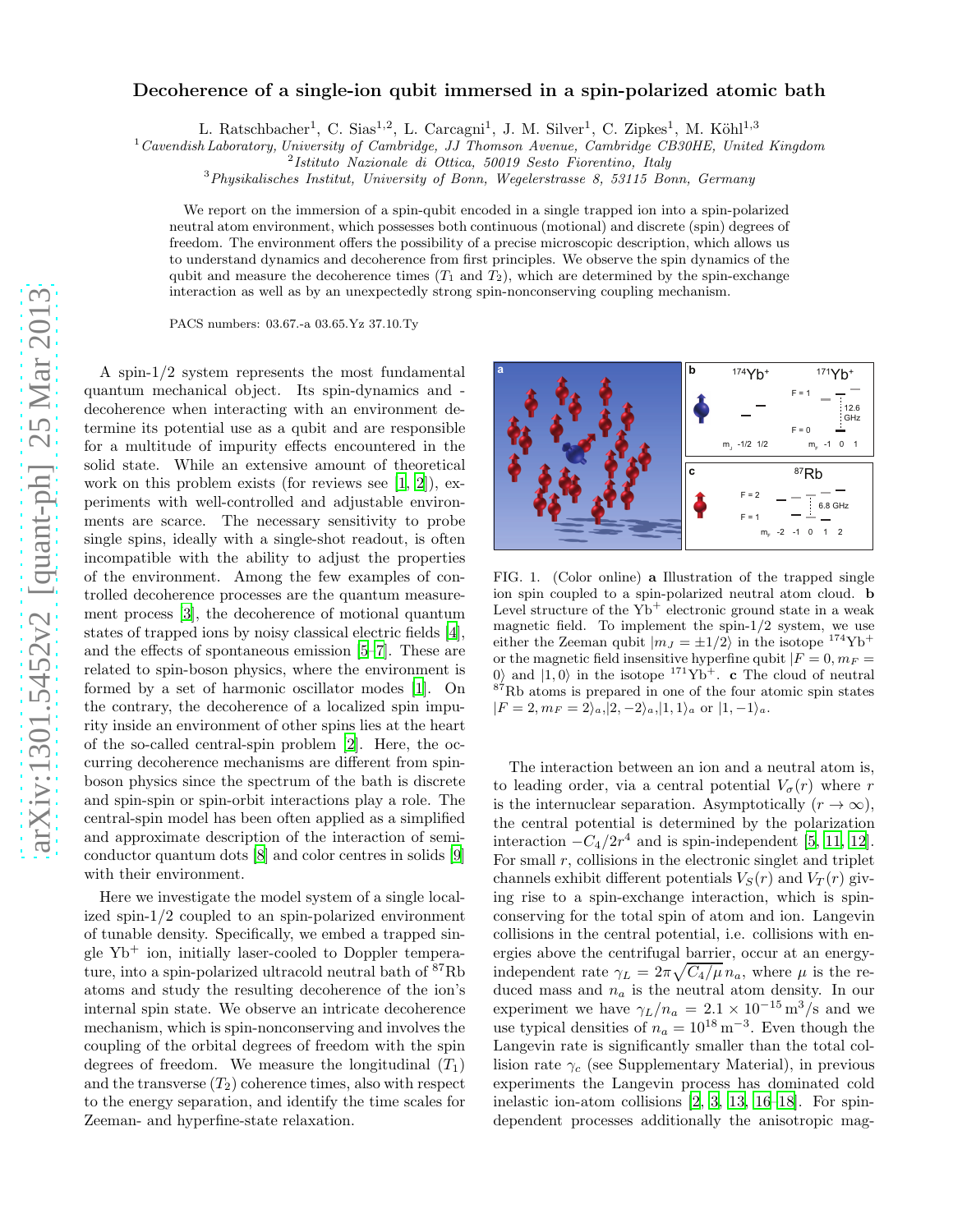# Decoherence of a single-ion qubit immersed in a spin-polarized atomic bath

L. Ratschbacher[1], C. Sias[1,2], L. Carcagni[1], J. M. Silver[1], C. Zipkes[1], M. Köhl[1,3]

[1] *Cavendish Laboratory, University of Cambridge, JJ Thomson Avenue, Cambridge CB30HE, United Kingdom*
[2] *Istituto Nazionale di Ottica, 50019 Sesto Fiorentino, Italy*
[3] *Physikalisches Institut, University of Bonn, Wegelerstrasse 8, 53115 Bonn, Germany*

We report on the immersion of a spin-qubit encoded in a single trapped ion into a spin-polarized neutral atom environment, which possesses both continuous (motional) and discrete (spin) degrees of freedom. The environment offers the possibility of a precise microscopic description, which allows us to understand dynamics and decoherence from first principles. We observe the spin dynamics of the qubit and measure the decoherence times ($T_1$ and $T_2$), which are determined by the spin-exchange interaction as well as by an unexpectedly strong spin-nonconserving coupling mechanism.

PACS numbers: 03.67.-a 03.65.Yz 37.10.Ty

A spin-1/2 system represents the most fundamental quantum mechanical object. Its spin-dynamics and -decoherence when interacting with an environment determine its potential use as a qubit and are responsible for a multitude of impurity effects encountered in the solid state. While an extensive amount of theoretical work on this problem exists (for reviews see [1, 2]), experiments with well-controlled and adjustable environments are scarce. The necessary sensitivity to probe single spins, ideally with a single-shot readout, is often incompatible with the ability to adjust the properties of the environment. Among the few examples of controlled decoherence processes are the quantum measurement process [3], the decoherence of motional quantum states of trapped ions by noisy classical electric fields [4], and the effects of spontaneous emission [5–7]. These are related to spin-boson physics, where the environment is formed by a set of harmonic oscillator modes [1]. On the contrary, the decoherence of a localized spin impurity inside an environment of other spins lies at the heart of the so-called central-spin problem [2]. Here, the occurring decoherence mechanisms are different from spin-boson physics since the spectrum of the bath is discrete and spin-spin or spin-orbit interactions play a role. The central-spin model has been often applied as a simplified and approximate description of the interaction of semiconductor quantum dots [8] and color centres in solids [9] with their environment.

Here we investigate the model system of a single localized spin-1/2 coupled to an spin-polarized environment of tunable density. Specifically, we embed a trapped single $Yb^+$ ion, initially laser-cooled to Doppler temperature, into a spin-polarized ultracold neutral bath of $^{87}$Rb atoms and study the resulting decoherence of the ion's internal spin state. We observe an intricate decoherence mechanism, which is spin-nonconserving and involves the coupling of the orbital degrees of freedom with the spin degrees of freedom. We measure the longitudinal ($T_1$) and the transverse ($T_2$) coherence times, also with respect to the energy separation, and identify the time scales for Zeeman- and hyperfine-state relaxation.

FIG. 1. (Color online) **a** Illustration of the trapped single ion spin coupled to a spin-polarized neutral atom cloud. **b** Level structure of the $Yb^+$ electronic ground state in a weak magnetic field. To implement the spin-1/2 system, we use either the Zeeman qubit $|m_J = \pm 1/2\rangle$ in the isotope $^{174}Yb^+$ or the magnetic field insensitive hyperfine qubit $|F = 0, m_F = 0\rangle$ and $|1, 0\rangle$ in the isotope $^{171}Yb^+$. **c** The cloud of neutral $^{87}$Rb atoms is prepared in one of the four atomic spin states $|F = 2, m_F = 2\rangle_a$, $|2, -2\rangle_a$, $|1, 1\rangle_a$ or $|1, -1\rangle_a$.

The interaction between an ion and a neutral atom is, to leading order, via a central potential $V_\sigma(r)$ where $r$ is the internuclear separation. Asymptotically ($r \to \infty$), the central potential is determined by the polarization interaction $-C_4/2r^4$ and is spin-independent [5, 11, 12]. For small $r$, collisions in the electronic singlet and triplet channels exhibit different potentials $V_S(r)$ and $V_T(r)$ giving rise to a spin-exchange interaction, which is spin-conserving for the total spin of atom and ion. Langevin collisions in the central potential, i.e. collisions with energies above the centrifugal barrier, occur at an energy-independent rate $\gamma_L = 2\pi\sqrt{C_4/\mu}\, n_a$, where $\mu$ is the reduced mass and $n_a$ is the neutral atom density. In our experiment we have $\gamma_L/n_a = 2.1 \times 10^{-15}\,\mathrm{m^3/s}$ and we use typical densities of $n_a = 10^{18}\,\mathrm{m^{-3}}$. Even though the Langevin rate is significantly smaller than the total collision rate $\gamma_c$ (see Supplementary Material), in previous experiments the Langevin process has dominated cold inelastic ion-atom collisions [2, 3, 13, 16–18]. For spin-dependent processes additionally the anisotropic mag-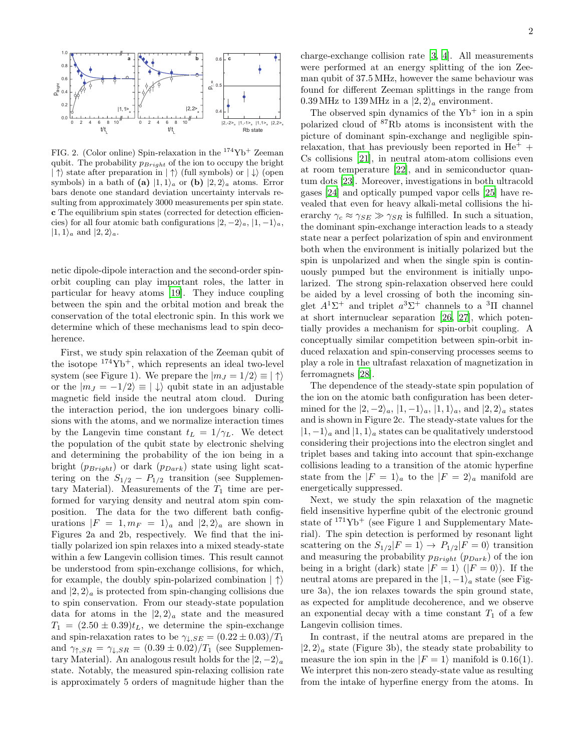FIG. 2. (Color online) Spin-relaxation in the $^{174}$Yb$^+$ Zeeman qubit. The probability $p_{Bright}$ of the ion to occupy the bright $|\uparrow\rangle$ state after preparation in $|\uparrow\rangle$ (full symbols) or $|\downarrow\rangle$ (open symbols) in a bath of **(a)** $|1,1\rangle_a$ or **(b)** $|2,2\rangle_a$ atoms. Error bars denote one standard deviation uncertainty intervals resulting from approximately 3000 measurements per spin state. **c** The equilibrium spin states (corrected for detection efficiencies) for all four atomic bath configurations $|2,-2\rangle_a$, $|1,-1\rangle_a$, $|1,1\rangle_a$ and $|2,2\rangle_a$.

netic dipole-dipole interaction and the second-order spin-orbit coupling can play important roles, the latter in particular for heavy atoms [19]. They induce coupling between the spin and the orbital motion and break the conservation of the total electronic spin. In this work we determine which of these mechanisms lead to spin decoherence.

First, we study spin relaxation of the Zeeman qubit of the isotope $^{174}$Yb$^+$, which represents an ideal two-level system (see Figure 1). We prepare the $|m_J = 1/2\rangle \equiv |\uparrow\rangle$ or the $|m_J = -1/2\rangle \equiv |\downarrow\rangle$ qubit state in an adjustable magnetic field inside the neutral atom cloud. During the interaction period, the ion undergoes binary collisions with the atoms, and we normalize interaction times by the Langevin time constant $t_L = 1/\gamma_L$. We detect the population of the qubit state by electronic shelving and determining the probability of the ion being in a bright ($p_{Bright}$) or dark ($p_{Dark}$) state using light scattering on the $S_{1/2} - P_{1/2}$ transition (see Supplementary Material). Measurements of the $T_1$ time are performed for varying density and neutral atom spin composition. The data for the two different bath configurations $|F = 1, m_F = 1\rangle_a$ and $|2,2\rangle_a$ are shown in Figures 2a and 2b, respectively. We find that the initially polarized ion spin relaxes into a mixed steady-state within a few Langevin collision times. This result cannot be understood from spin-exchange collisions, for which, for example, the doubly spin-polarized combination $|\uparrow\rangle$ and $|2,2\rangle_a$ is protected from spin-changing collisions due to spin conservation. From our steady-state population data for atoms in the $|2,2\rangle_a$ state and the measured $T_1 = (2.50 \pm 0.39)t_L$, we determine the spin-exchange and spin-relaxation rates to be $\gamma_{\downarrow,SE} = (0.22 \pm 0.03)/T_1$ and $\gamma_{\uparrow,SR} = \gamma_{\downarrow,SR} = (0.39 \pm 0.02)/T_1$ (see Supplementary Material). An analogous result holds for the $|2,-2\rangle_a$ state. Notably, the measured spin-relaxing collision rate is approximately 5 orders of magnitude higher than the charge-exchange collision rate [3, 4]. All measurements were performed at an energy splitting of the ion Zeeman qubit of 37.5 MHz, however the same behaviour was found for different Zeeman splittings in the range from 0.39 MHz to 139 MHz in a $|2,2\rangle_a$ environment.

The observed spin dynamics of the Yb$^+$ ion in a spin polarized cloud of $^{87}$Rb atoms is inconsistent with the picture of dominant spin-exchange and negligible spin-relaxation, that has previously been reported in He$^+$ + Cs collisions [21], in neutral atom-atom collisions even at room temperature [22], and in semiconductor quantum dots [23]. Moreover, investigations in both ultracold gases [24] and optically pumped vapor cells [25] have revealed that even for heavy alkali-metal collisions the hierarchy $\gamma_c \approx \gamma_{SE} \gg \gamma_{SR}$ is fulfilled. In such a situation, the dominant spin-exchange interaction leads to a steady state near a perfect polarization of spin and environment both when the environment is initially polarized but the spin is unpolarized and when the single spin is continuously pumped but the environment is initially unpolarized. The strong spin-relaxation observed here could be aided by a level crossing of both the incoming singlet $A^1\Sigma^+$ and triplet $a^3\Sigma^+$ channels to a $^3\Pi$ channel at short internuclear separation [26, 27], which potentially provides a mechanism for spin-orbit coupling. A conceptually similar competition between spin-orbit induced relaxation and spin-conserving processes seems to play a role in the ultrafast relaxation of magnetization in ferromagnets [28].

The dependence of the steady-state spin population of the ion on the atomic bath configuration has been determined for the $|2,-2\rangle_a$, $|1,-1\rangle_a$, $|1,1\rangle_a$, and $|2,2\rangle_a$ states and is shown in Figure 2c. The steady-state values for the $|1,-1\rangle_a$ and $|1,1\rangle_a$ states can be qualitatively understood considering their projections into the electron singlet and triplet bases and taking into account that spin-exchange collisions leading to a transition of the atomic hyperfine state from the $|F = 1\rangle_a$ to the $|F = 2\rangle_a$ manifold are energetically suppressed.

Next, we study the spin relaxation of the magnetic field insensitive hyperfine qubit of the electronic ground state of $^{171}$Yb$^+$ (see Figure 1 and Supplementary Material). The spin detection is performed by resonant light scattering on the $S_{1/2}|F = 1\rangle \rightarrow P_{1/2}|F = 0\rangle$ transition and measuring the probability $p_{Bright}$ ($p_{Dark}$) of the ion being in a bright (dark) state $|F = 1\rangle$ ($|F = 0\rangle$). If the neutral atoms are prepared in the $|1,-1\rangle_a$ state (see Figure 3a), the ion relaxes towards the spin ground state, as expected for amplitude decoherence, and we observe an exponential decay with a time constant $T_1$ of a few Langevin collision times.

In contrast, if the neutral atoms are prepared in the $|2,2\rangle_a$ state (Figure 3b), the steady state probability to measure the ion spin in the $|F = 1\rangle$ manifold is 0.16(1). We interpret this non-zero steady-state value as resulting from the intake of hyperfine energy from the atoms. In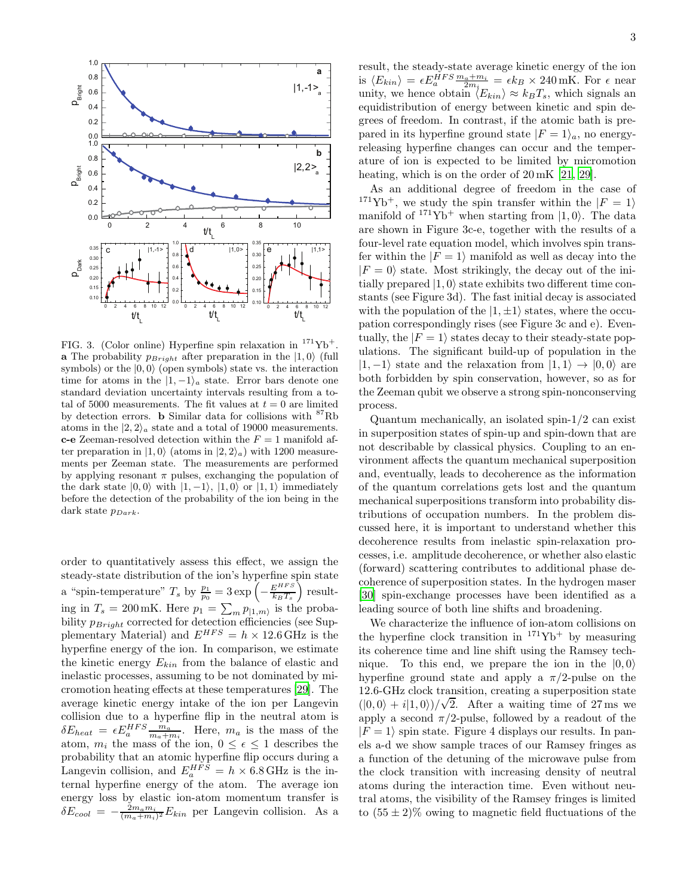FIG. 3. (Color online) Hyperfine spin relaxation in $^{171}$Yb$^+$. **a** The probability $p_{Bright}$ after preparation in the $|1,0\rangle$ (full symbols) or the $|0,0\rangle$ (open symbols) state vs. the interaction time for atoms in the $|1,-1\rangle_a$ state. Error bars denote one standard deviation uncertainty intervals resulting from a total of 5000 measurements. The fit values at $t=0$ are limited by detection errors. **b** Similar data for collisions with $^{87}$Rb atoms in the $|2,2\rangle_a$ state and a total of 19000 measurements. **c-e** Zeeman-resolved detection within the $F=1$ manifold after preparation in $|1,0\rangle$ (atoms in $|2,2\rangle_a$) with 1200 measurements per Zeeman state. The measurements are performed by applying resonant $\pi$ pulses, exchanging the population of the dark state $|0,0\rangle$ with $|1,-1\rangle$, $|1,0\rangle$ or $|1,1\rangle$ immediately before the detection of the probability of the ion being in the dark state $p_{Dark}$.

order to quantitatively assess this effect, we assign the steady-state distribution of the ion's hyperfine spin state a "spin-temperature" $T_s$ by $\frac{p_1}{p_0} = 3\exp\left(-\frac{E^{HFS}}{k_B T_s}\right)$ resulting in $T_s = 200\,$mK. Here $p_1 = \sum_m p_{|1,m\rangle}$ is the probability $p_{Bright}$ corrected for detection efficiencies (see Supplementary Material) and $E^{HFS} = h \times 12.6\,$GHz is the hyperfine energy of the ion. In comparison, we estimate the kinetic energy $E_{kin}$ from the balance of elastic and inelastic processes, assuming to be not dominated by micromotion heating effects at these temperatures [29]. The average kinetic energy intake of the ion per Langevin collision due to a hyperfine flip in the neutral atom is $\delta E_{heat} = \epsilon E_a^{HFS}\frac{m_a}{m_a+m_i}$. Here, $m_a$ is the mass of the atom, $m_i$ the mass of the ion, $0 \leq \epsilon \leq 1$ describes the probability that an atomic hyperfine flip occurs during a Langevin collision, and $E_a^{HFS} = h \times 6.8\,$GHz is the internal hyperfine energy of the atom. The average ion energy loss by elastic ion-atom momentum transfer is $\delta E_{cool} = -\frac{2m_a m_i}{(m_a+m_i)^2}E_{kin}$ per Langevin collision. As a result, the steady-state average kinetic energy of the ion is $\langle E_{kin}\rangle = \epsilon E_a^{HFS}\frac{m_a+m_i}{2m_i} = \epsilon k_B \times 240\,$mK. For $\epsilon$ near unity, we hence obtain $\langle E_{kin}\rangle \approx k_B T_s$, which signals an equidistribution of energy between kinetic and spin degrees of freedom. In contrast, if the atomic bath is prepared in its hyperfine ground state $|F=1\rangle_a$, no energy-releasing hyperfine changes can occur and the temperature of ion is expected to be limited by micromotion heating, which is on the order of 20 mK [21, 29].

As an additional degree of freedom in the case of $^{171}$Yb$^+$, we study the spin transfer within the $|F=1\rangle$ manifold of $^{171}$Yb$^+$ when starting from $|1,0\rangle$. The data are shown in Figure 3c-e, together with the results of a four-level rate equation model, which involves spin transfer within the $|F=1\rangle$ manifold as well as decay into the $|F=0\rangle$ state. Most strikingly, the decay out of the initially prepared $|1,0\rangle$ state exhibits two different time constants (see Figure 3d). The fast initial decay is associated with the population of the $|1,\pm1\rangle$ states, where the occupation correspondingly rises (see Figure 3c and e). Eventually, the $|F=1\rangle$ states decay to their steady-state populations. The significant build-up of population in the $|1,-1\rangle$ state and the relaxation from $|1,1\rangle \rightarrow |0,0\rangle$ are both forbidden by spin conservation, however, so as for the Zeeman qubit we observe a strong spin-nonconserving process.

Quantum mechanically, an isolated spin-1/2 can exist in superposition states of spin-up and spin-down that are not describable by classical physics. Coupling to an environment affects the quantum mechanical superposition and, eventually, leads to decoherence as the information of the quantum correlations gets lost and the quantum mechanical superpositions transform into probability distributions of occupation numbers. In the problem discussed here, it is important to understand whether this decoherence results from inelastic spin-relaxation processes, i.e. amplitude decoherence, or whether also elastic (forward) scattering contributes to additional phase decoherence of superposition states. In the hydrogen maser [30] spin-exchange processes have been identified as a leading source of both line shifts and broadening.

We characterize the influence of ion-atom collisions on the hyperfine clock transition in $^{171}$Yb$^+$ by measuring its coherence time and line shift using the Ramsey technique. To this end, we prepare the ion in the $|0,0\rangle$ hyperfine ground state and apply a $\pi/2$-pulse on the 12.6-GHz clock transition, creating a superposition state $(|0,0\rangle + i|1,0\rangle)/\sqrt{2}$. After a waiting time of 27 ms we apply a second $\pi/2$-pulse, followed by a readout of the $|F=1\rangle$ spin state. Figure 4 displays our results. In panels a-d we show sample traces of our Ramsey fringes as a function of the detuning of the microwave pulse from the clock transition with increasing density of neutral atoms during the interaction time. Even without neutral atoms, the visibility of the Ramsey fringes is limited to $(55 \pm 2)\%$ owing to magnetic field fluctuations of the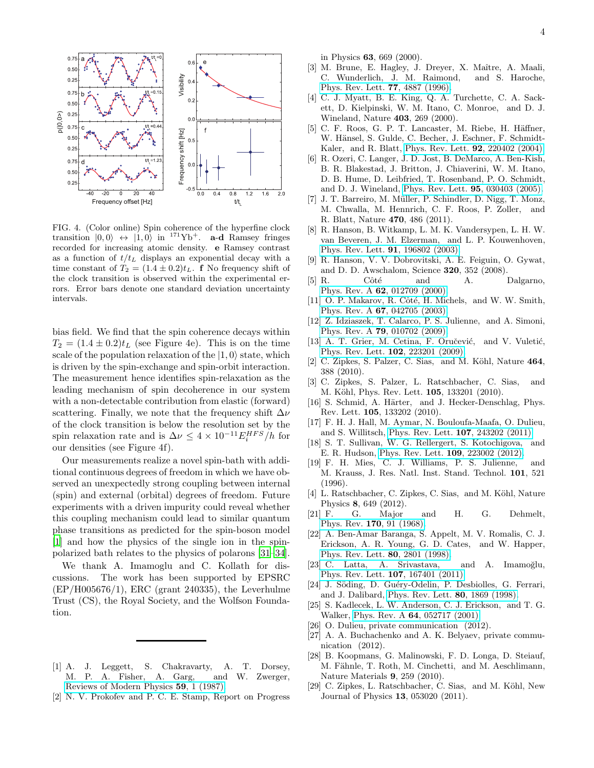FIG. 4. (Color online) Spin coherence of the hyperfine clock transition $|0,0\rangle \leftrightarrow |1,0\rangle$ in $^{171}$Yb$^+$. **a-d** Ramsey fringes recorded for increasing atomic density. **e** Ramsey contrast as a function of $t/t_L$ displays an exponential decay with a time constant of $T_2 = (1.4 \pm 0.2)t_L$. **f** No frequency shift of the clock transition is observed within the experimental errors. Error bars denote one standard deviation uncertainty intervals.

bias field. We find that the spin coherence decays within $T_2 = (1.4 \pm 0.2)t_L$ (see Figure 4e). This is on the time scale of the population relaxation of the $|1,0\rangle$ state, which is driven by the spin-exchange and spin-orbit interaction. The measurement hence identifies spin-relaxation as the leading mechanism of spin decoherence in our system with a non-detectable contribution from elastic (forward) scattering. Finally, we note that the frequency shift $\Delta\nu$ of the clock transition is below the resolution set by the spin relaxation rate and is $\Delta\nu \leq 4 \times 10^{-11} E_i^{HFS}/h$ for our densities (see Figure 4f).

Our measurements realize a novel spin-bath with additional continuous degrees of freedom in which we have observed an unexpectedly strong coupling between internal (spin) and external (orbital) degrees of freedom. Future experiments with a driven impurity could reveal whether this coupling mechanism could lead to similar quantum phase transitions as predicted for the spin-boson model [1] and how the physics of the single ion in the spin-polarized bath relates to the physics of polarons [31–34].

We thank A. Imamoglu and C. Kollath for discussions. The work has been supported by EPSRC (EP/H005676/1), ERC (grant 240335), the Leverhulme Trust (CS), the Royal Society, and the Wolfson Foundation.

---

[1] A. J. Leggett, S. Chakravarty, A. T. Dorsey, M. P. A. Fisher, A. Garg, and W. Zwerger, Reviews of Modern Physics **59**, 1 (1987).

[2] N. V. Prokofev and P. C. E. Stamp, Report on Progress in Physics **63**, 669 (2000).

[3] M. Brune, E. Hagley, J. Dreyer, X. Maître, A. Maali, C. Wunderlich, J. M. Raimond, and S. Haroche, Phys. Rev. Lett. **77**, 4887 (1996).

[4] C. J. Myatt, B. E. King, Q. A. Turchette, C. A. Sackett, D. Kielpinski, W. M. Itano, C. Monroe, and D. J. Wineland, Nature **403**, 269 (2000).

[5] C. F. Roos, G. P. T. Lancaster, M. Riebe, H. Häffner, W. Hänsel, S. Gulde, C. Becher, J. Eschner, F. Schmidt-Kaler, and R. Blatt, Phys. Rev. Lett. **92**, 220402 (2004).

[6] R. Ozeri, C. Langer, J. D. Jost, B. DeMarco, A. Ben-Kish, B. R. Blakestad, J. Britton, J. Chiaverini, W. M. Itano, D. B. Hume, D. Leibfried, T. Rosenband, P. O. Schmidt, and D. J. Wineland, Phys. Rev. Lett. **95**, 030403 (2005).

[7] J. T. Barreiro, M. Müller, P. Schindler, D. Nigg, T. Monz, M. Chwalla, M. Hennrich, C. F. Roos, P. Zoller, and R. Blatt, Nature **470**, 486 (2011).

[8] R. Hanson, B. Witkamp, L. M. K. Vandersypen, L. H. W. van Beveren, J. M. Elzerman, and L. P. Kouwenhoven, Phys. Rev. Lett. **91**, 196802 (2003).

[9] R. Hanson, V. V. Dobrovitski, A. E. Feiguin, O. Gywat, and D. D. Awschalom, Science **320**, 352 (2008).

[5] R. Côté and A. Dalgarno, Phys. Rev. A **62**, 012709 (2000).

[11] O. P. Makarov, R. Côté, H. Michels, and W. W. Smith, Phys. Rev. A **67**, 042705 (2003).

[12] Z. Idziaszek, T. Calarco, P. S. Julienne, and A. Simoni, Phys. Rev. A **79**, 010702 (2009).

[13] A. T. Grier, M. Cetina, F. Oručević, and V. Vuletić, Phys. Rev. Lett. **102**, 223201 (2009).

[2] C. Zipkes, S. Palzer, C. Sias, and M. Köhl, Nature **464**, 388 (2010).

[3] C. Zipkes, S. Palzer, L. Ratschbacher, C. Sias, and M. Köhl, Phys. Rev. Lett. **105**, 133201 (2010).

[16] S. Schmid, A. Härter, and J. Hecker-Denschlag, Phys. Rev. Lett. **105**, 133202 (2010).

[17] F. H. J. Hall, M. Aymar, N. Bouloufa-Maafa, O. Dulieu, and S. Willitsch, Phys. Rev. Lett. **107**, 243202 (2011).

[18] S. T. Sullivan, W. G. Rellergert, S. Kotochigova, and E. R. Hudson, Phys. Rev. Lett. **109**, 223002 (2012).

[19] F. H. Mies, C. J. Williams, P. S. Julienne, and M. Krauss, J. Res. Natl. Inst. Stand. Technol. **101**, 521 (1996).

[4] L. Ratschbacher, C. Zipkes, C. Sias, and M. Köhl, Nature Physics **8**, 649 (2012).

[21] F. G. Major and H. G. Dehmelt, Phys. Rev. **170**, 91 (1968).

[22] A. Ben-Amar Baranga, S. Appelt, M. V. Romalis, C. J. Erickson, A. R. Young, G. D. Cates, and W. Happer, Phys. Rev. Lett. **80**, 2801 (1998).

[23] C. Latta, A. Srivastava, and A. Imamoğlu, Phys. Rev. Lett. **107**, 167401 (2011).

[24] J. Söding, D. Guéry-Odelin, P. Desbiolles, G. Ferrari, and J. Dalibard, Phys. Rev. Lett. **80**, 1869 (1998).

[25] S. Kadlecek, L. W. Anderson, C. J. Erickson, and T. G. Walker, Phys. Rev. A **64**, 052717 (2001).

[26] O. Dulieu, private communication (2012).

[27] A. A. Buchachenko and A. K. Belyaev, private communication (2012).

[28] B. Koopmans, G. Malinowski, F. D. Longa, D. Steiauf, M. Fähnle, T. Roth, M. Cinchetti, and M. Aeschlimann, Nature Materials **9**, 259 (2010).

[29] C. Zipkes, L. Ratschbacher, C. Sias, and M. Köhl, New Journal of Physics **13**, 053020 (2011).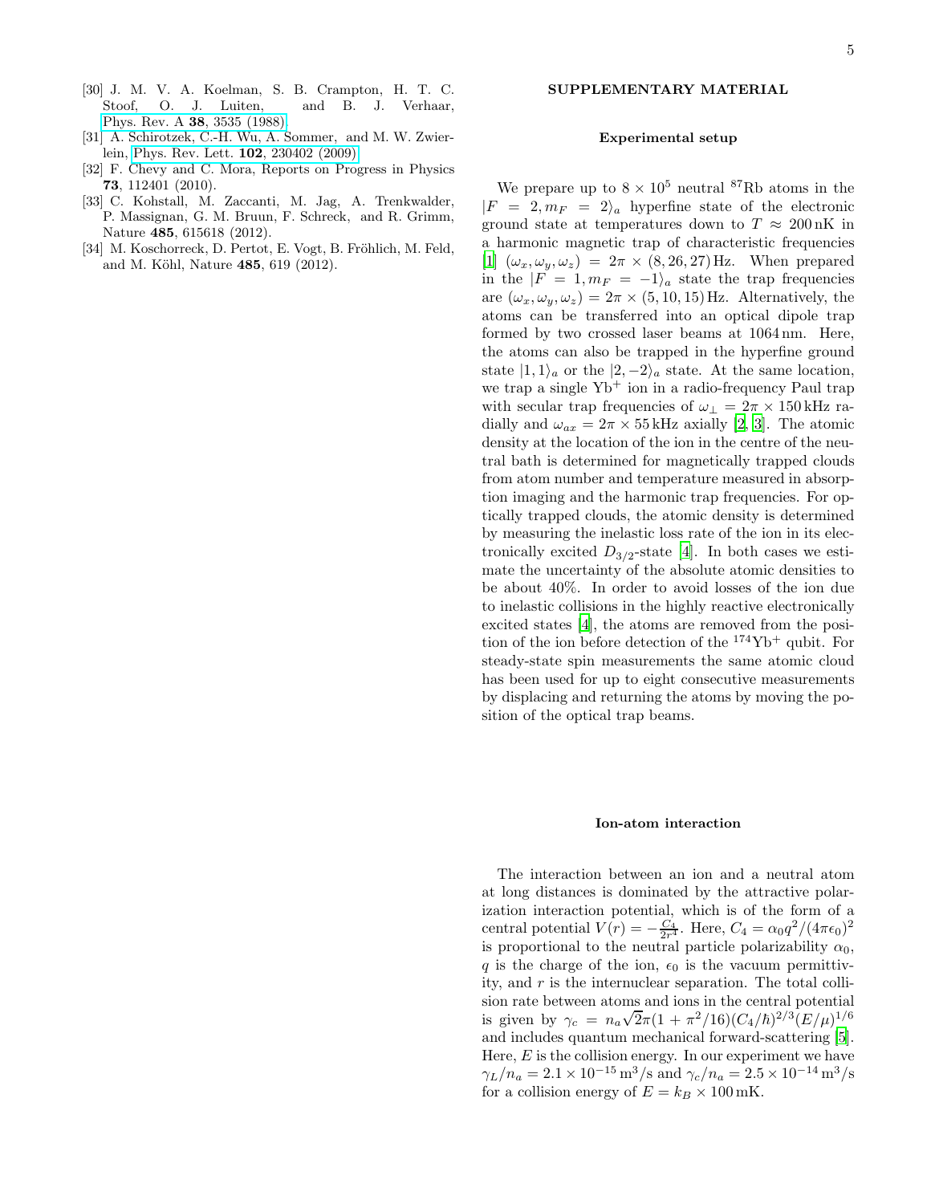[30] J. M. V. A. Koelman, S. B. Crampton, H. T. C. Stoof, O. J. Luiten, and B. J. Verhaar, Phys. Rev. A **38**, 3535 (1988).

[31] A. Schirotzek, C.-H. Wu, A. Sommer, and M. W. Zwierlein, Phys. Rev. Lett. **102**, 230402 (2009).

[32] F. Chevy and C. Mora, Reports on Progress in Physics **73**, 112401 (2010).

[33] C. Kohstall, M. Zaccanti, M. Jag, A. Trenkwalder, P. Massignan, G. M. Bruun, F. Schreck, and R. Grimm, Nature **485**, 615618 (2012).

[34] M. Koschorreck, D. Pertot, E. Vogt, B. Fröhlich, M. Feld, and M. Köhl, Nature **485**, 619 (2012).

## SUPPLEMENTARY MATERIAL

### Experimental setup

We prepare up to $8 \times 10^5$ neutral $^{87}$Rb atoms in the $|F = 2, m_F = 2\rangle_a$ hyperfine state of the electronic ground state at temperatures down to $T \approx 200\,\text{nK}$ in a harmonic magnetic trap of characteristic frequencies [1] $(\omega_x, \omega_y, \omega_z) = 2\pi \times (8, 26, 27)\,\text{Hz}$. When prepared in the $|F = 1, m_F = -1\rangle_a$ state the trap frequencies are $(\omega_x, \omega_y, \omega_z) = 2\pi \times (5, 10, 15)\,\text{Hz}$. Alternatively, the atoms can be transferred into an optical dipole trap formed by two crossed laser beams at 1064 nm. Here, the atoms can also be trapped in the hyperfine ground state $|1, 1\rangle_a$ or the $|2, -2\rangle_a$ state. At the same location, we trap a single Yb$^+$ ion in a radio-frequency Paul trap with secular trap frequencies of $\omega_\perp = 2\pi \times 150\,\text{kHz}$ radially and $\omega_{ax} = 2\pi \times 55\,\text{kHz}$ axially [2, 3]. The atomic density at the location of the ion in the centre of the neutral bath is determined for magnetically trapped clouds from atom number and temperature measured in absorption imaging and the harmonic trap frequencies. For optically trapped clouds, the atomic density is determined by measuring the inelastic loss rate of the ion in its electronically excited $D_{3/2}$-state [4]. In both cases we estimate the uncertainty of the absolute atomic densities to be about 40%. In order to avoid losses of the ion due to inelastic collisions in the highly reactive electronically excited states [4], the atoms are removed from the position of the ion before detection of the $^{174}$Yb$^+$ qubit. For steady-state spin measurements the same atomic cloud has been used for up to eight consecutive measurements by displacing and returning the atoms by moving the position of the optical trap beams.

### Ion-atom interaction

The interaction between an ion and a neutral atom at long distances is dominated by the attractive polarization interaction potential, which is of the form of a central potential $V(r) = -\frac{C_4}{2r^4}$. Here, $C_4 = \alpha_0 q^2/(4\pi\epsilon_0)^2$ is proportional to the neutral particle polarizability $\alpha_0$, $q$ is the charge of the ion, $\epsilon_0$ is the vacuum permittivity, and $r$ is the internuclear separation. The total collision rate between atoms and ions in the central potential is given by $\gamma_c = n_a\sqrt{2}\pi(1 + \pi^2/16)(C_4/\hbar)^{2/3}(E/\mu)^{1/6}$ and includes quantum mechanical forward-scattering [5]. Here, $E$ is the collision energy. In our experiment we have $\gamma_L/n_a = 2.1 \times 10^{-15}\,\text{m}^3/\text{s}$ and $\gamma_c/n_a = 2.5 \times 10^{-14}\,\text{m}^3/\text{s}$ for a collision energy of $E = k_B \times 100\,\text{mK}$.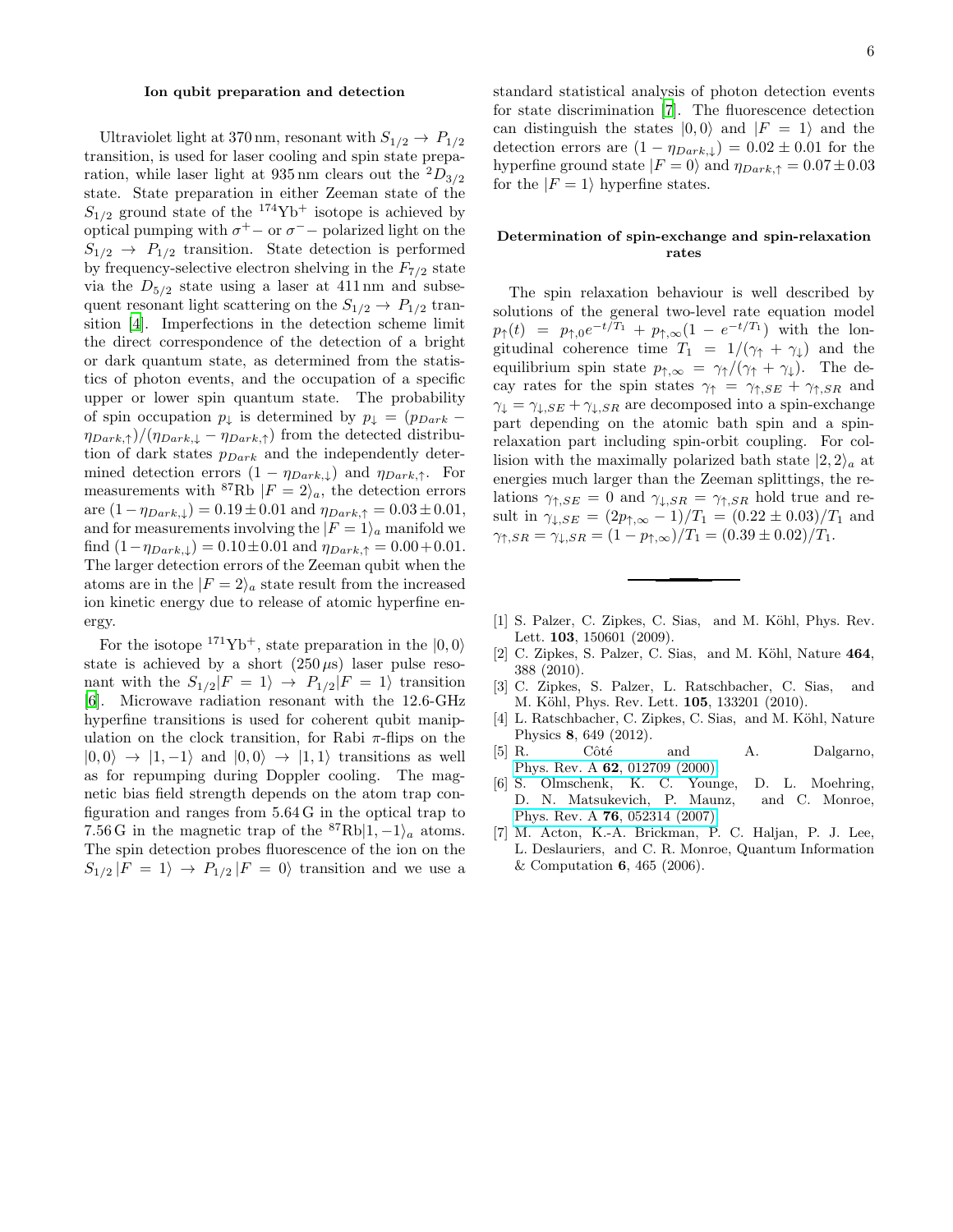### Ion qubit preparation and detection

Ultraviolet light at 370 nm, resonant with $S_{1/2} \to P_{1/2}$ transition, is used for laser cooling and spin state preparation, while laser light at 935 nm clears out the $^2D_{3/2}$ state. State preparation in either Zeeman state of the $S_{1/2}$ ground state of the $^{174}$Yb$^+$ isotope is achieved by optical pumping with $\sigma^+-$ or $\sigma^--$ polarized light on the $S_{1/2} \to P_{1/2}$ transition. State detection is performed by frequency-selective electron shelving in the $F_{7/2}$ state via the $D_{5/2}$ state using a laser at 411 nm and subsequent resonant light scattering on the $S_{1/2} \to P_{1/2}$ transition [4]. Imperfections in the detection scheme limit the direct correspondence of the detection of a bright or dark quantum state, as determined from the statistics of photon events, and the occupation of a specific upper or lower spin quantum state. The probability of spin occupation $p_\downarrow$ is determined by $p_\downarrow = (p_{Dark} - \eta_{Dark,\uparrow})/(\eta_{Dark,\downarrow} - \eta_{Dark,\uparrow})$ from the detected distribution of dark states $p_{Dark}$ and the independently determined detection errors $(1 - \eta_{Dark,\downarrow})$ and $\eta_{Dark,\uparrow}$. For measurements with $^{87}$Rb $|F = 2\rangle_a$, the detection errors are $(1-\eta_{Dark,\downarrow}) = 0.19 \pm 0.01$ and $\eta_{Dark,\uparrow} = 0.03 \pm 0.01$, and for measurements involving the $|F = 1\rangle_a$ manifold we find $(1-\eta_{Dark,\downarrow}) = 0.10 \pm 0.01$ and $\eta_{Dark,\uparrow} = 0.00 + 0.01$. The larger detection errors of the Zeeman qubit when the atoms are in the $|F = 2\rangle_a$ state result from the increased ion kinetic energy due to release of atomic hyperfine energy.

For the isotope $^{171}$Yb$^+$, state preparation in the $|0, 0\rangle$ state is achieved by a short $(250\,\mu s)$ laser pulse resonant with the $S_{1/2}|F = 1\rangle \to P_{1/2}|F = 1\rangle$ transition [6]. Microwave radiation resonant with the 12.6-GHz hyperfine transitions is used for coherent qubit manipulation on the clock transition, for Rabi $\pi$-flips on the $|0, 0\rangle \to |1, -1\rangle$ and $|0, 0\rangle \to |1, 1\rangle$ transitions as well as for repumping during Doppler cooling. The magnetic bias field strength depends on the atom trap configuration and ranges from 5.64 G in the optical trap to 7.56 G in the magnetic trap of the $^{87}$Rb$|1, -1\rangle_a$ atoms. The spin detection probes fluorescence of the ion on the $S_{1/2}\,|F = 1\rangle \to P_{1/2}\,|F = 0\rangle$ transition and we use a standard statistical analysis of photon detection events for state discrimination [7]. The fluorescence detection can distinguish the states $|0, 0\rangle$ and $|F = 1\rangle$ and the detection errors are $(1 - \eta_{Dark,\downarrow}) = 0.02 \pm 0.01$ for the hyperfine ground state $|F = 0\rangle$ and $\eta_{Dark,\uparrow} = 0.07 \pm 0.03$ for the $|F = 1\rangle$ hyperfine states.

### Determination of spin-exchange and spin-relaxation rates

The spin relaxation behaviour is well described by solutions of the general two-level rate equation model $p_\uparrow(t) = p_{\uparrow,0}e^{-t/T_1} + p_{\uparrow,\infty}(1 - e^{-t/T_1})$ with the longitudinal coherence time $T_1 = 1/(\gamma_\uparrow + \gamma_\downarrow)$ and the equilibrium spin state $p_{\uparrow,\infty} = \gamma_\uparrow/(\gamma_\uparrow + \gamma_\downarrow)$. The decay rates for the spin states $\gamma_\uparrow = \gamma_{\uparrow,SE} + \gamma_{\uparrow,SR}$ and $\gamma_\downarrow = \gamma_{\downarrow,SE} + \gamma_{\downarrow,SR}$ are decomposed into a spin-exchange part depending on the atomic bath spin and a spin-relaxation part including spin-orbit coupling. For collision with the maximally polarized bath state $|2, 2\rangle_a$ at energies much larger than the Zeeman splittings, the relations $\gamma_{\uparrow,SE} = 0$ and $\gamma_{\downarrow,SR} = \gamma_{\uparrow,SR}$ hold true and result in $\gamma_{\downarrow,SE} = (2p_{\uparrow,\infty} - 1)/T_1 = (0.22 \pm 0.03)/T_1$ and $\gamma_{\uparrow,SR} = \gamma_{\downarrow,SR} = (1 - p_{\uparrow,\infty})/T_1 = (0.39 \pm 0.02)/T_1$.

---

[1] S. Palzer, C. Zipkes, C. Sias, and M. Köhl, Phys. Rev. Lett. **103**, 150601 (2009).
[2] C. Zipkes, S. Palzer, C. Sias, and M. Köhl, Nature **464**, 388 (2010).
[3] C. Zipkes, S. Palzer, L. Ratschbacher, C. Sias, and M. Köhl, Phys. Rev. Lett. **105**, 133201 (2010).
[4] L. Ratschbacher, C. Zipkes, C. Sias, and M. Köhl, Nature Physics **8**, 649 (2012).
[5] R. Côté and A. Dalgarno, Phys. Rev. A **62**, 012709 (2000).
[6] S. Olmschenk, K. C. Younge, D. L. Moehring, D. N. Matsukevich, P. Maunz, and C. Monroe, Phys. Rev. A **76**, 052314 (2007).
[7] M. Acton, K.-A. Brickman, P. C. Haljan, P. J. Lee, L. Deslauriers, and C. R. Monroe, Quantum Information & Computation **6**, 465 (2006).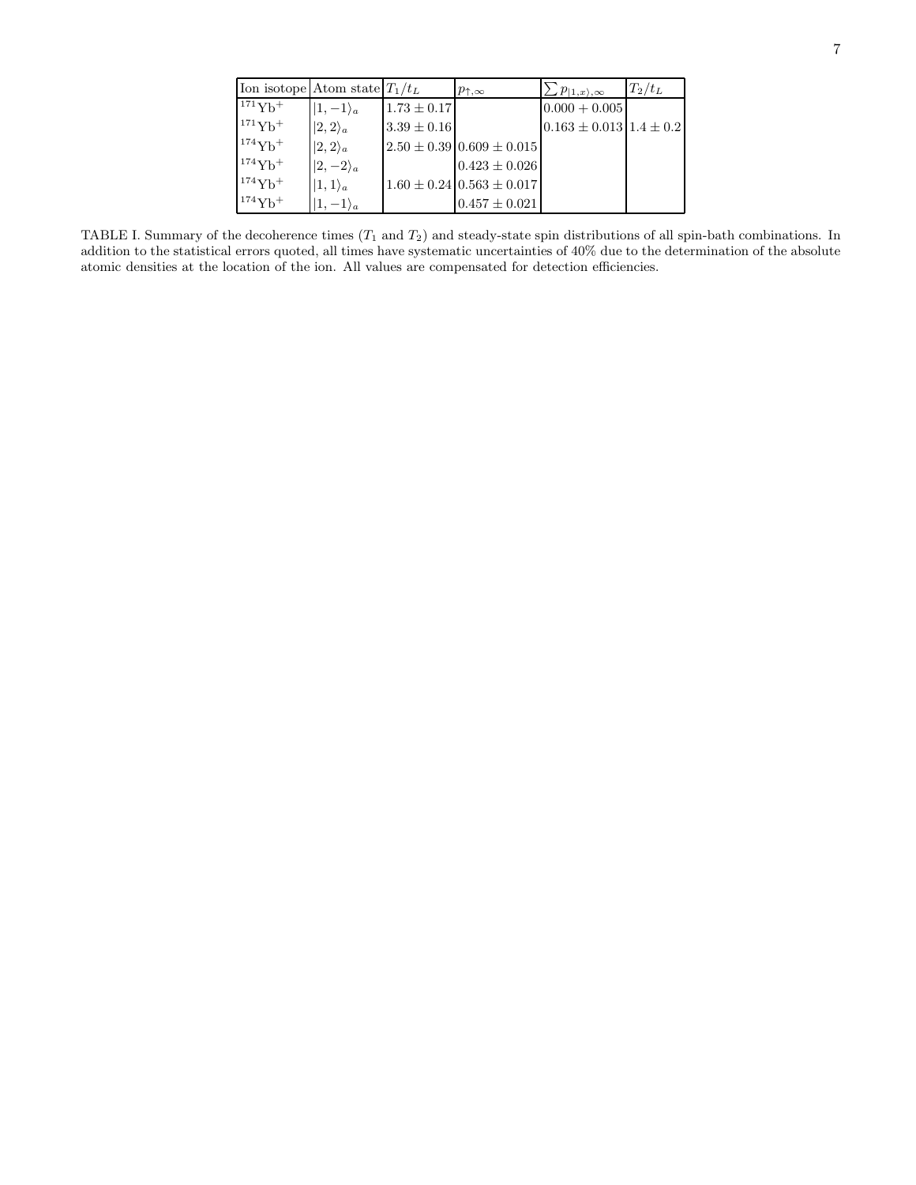| Ion isotope | Atom state | $T_1/t_L$ | $p_{\uparrow,\infty}$ | $\sum p_{\|1,x\rangle,\infty}$ | $T_2/t_L$ |
|---|---|---|---|---|---|
| $^{171}$Yb$^+$ | $\|1,-1\rangle_a$ | $1.73 \pm 0.17$ | | $0.000 + 0.005$ | |
| $^{171}$Yb$^+$ | $\|2,2\rangle_a$ | $3.39 \pm 0.16$ | | $0.163 \pm 0.013$ | $1.4 \pm 0.2$ |
| $^{174}$Yb$^+$ | $\|2,2\rangle_a$ | $2.50 \pm 0.39$ | $0.609 \pm 0.015$ | | |
| $^{174}$Yb$^+$ | $\|2,-2\rangle_a$ | | $0.423 \pm 0.026$ | | |
| $^{174}$Yb$^+$ | $\|1,1\rangle_a$ | $1.60 \pm 0.24$ | $0.563 \pm 0.017$ | | |
| $^{174}$Yb$^+$ | $\|1,-1\rangle_a$ | | $0.457 \pm 0.021$ | | |

TABLE I. Summary of the decoherence times ($T_1$ and $T_2$) and steady-state spin distributions of all spin-bath combinations. In addition to the statistical errors quoted, all times have systematic uncertainties of 40% due to the determination of the absolute atomic densities at the location of the ion. All values are compensated for detection efficiencies.